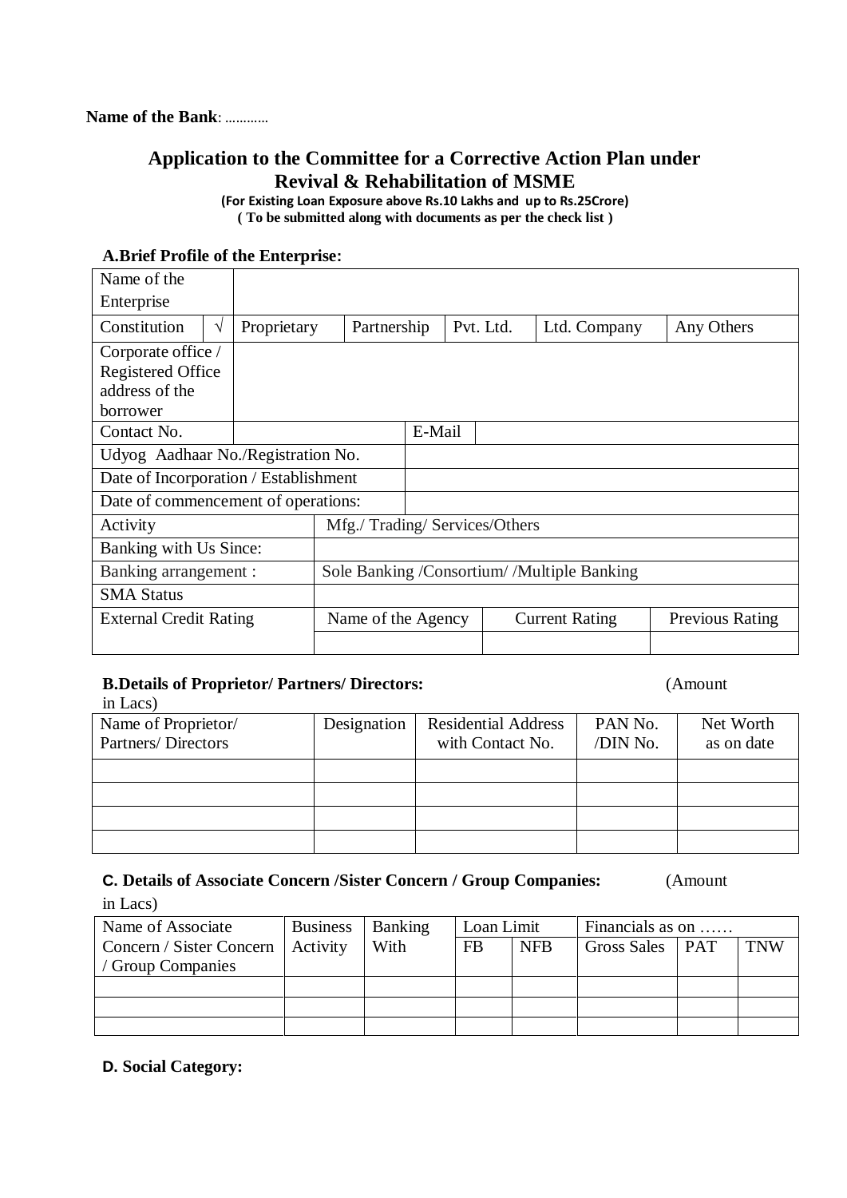**Name of the Bank**: …………

# Application to the Committee for a Corrective Action Plan under Revival & Rehabilitation of MSME

**(For Existing Loan Exposure above Rs.10 Lakhs and up to Rs.25Crore)**
**( To be submitted along with documents as per the check list )**

### A.Brief Profile of the Enterprise:

| Name of the Enterprise | | | | | | |
|---|---|---|---|---|---|---|
| Constitution | √ | Proprietary | Partnership | Pvt. Ltd. | Ltd. Company | Any Others |
| Corporate office / Registered Office address of the borrower | | | | | | |
| Contact No. | | | E-Mail | | | |
| Udyog Aadhaar No./Registration No. | | | | | | |
| Date of Incorporation / Establishment | | | | | | |
| Date of commencement of operations: | | | | | | |
| Activity | | Mfg./ Trading/ Services/Others | | | | |
| Banking with Us Since: | | | | | | |
| Banking arrangement : | | Sole Banking /Consortium/ /Multiple Banking | | | | |
| SMA Status | | | | | | |
| External Credit Rating | | Name of the Agency | | Current Rating | | Previous Rating |
| | | | | | | |

### B.Details of Proprietor/ Partners/ Directors:

(Amount in Lacs)

| Name of Proprietor/ Partners/ Directors | Designation | Residential Address with Contact No. | PAN No. /DIN No. | Net Worth as on date |
|---|---|---|---|---|
| | | | | |
| | | | | |
| | | | | |
| | | | | |

### C. Details of Associate Concern /Sister Concern / Group Companies:

(Amount in Lacs)

| Name of Associate Concern / Sister Concern / Group Companies | Business Activity | Banking With | Loan Limit | | Financials as on …… | | |
|---|---|---|---|---|---|---|---|
| | | | FB | NFB | Gross Sales | PAT | TNW |
| | | | | | | | |
| | | | | | | | |
| | | | | | | | |

### D. Social Category: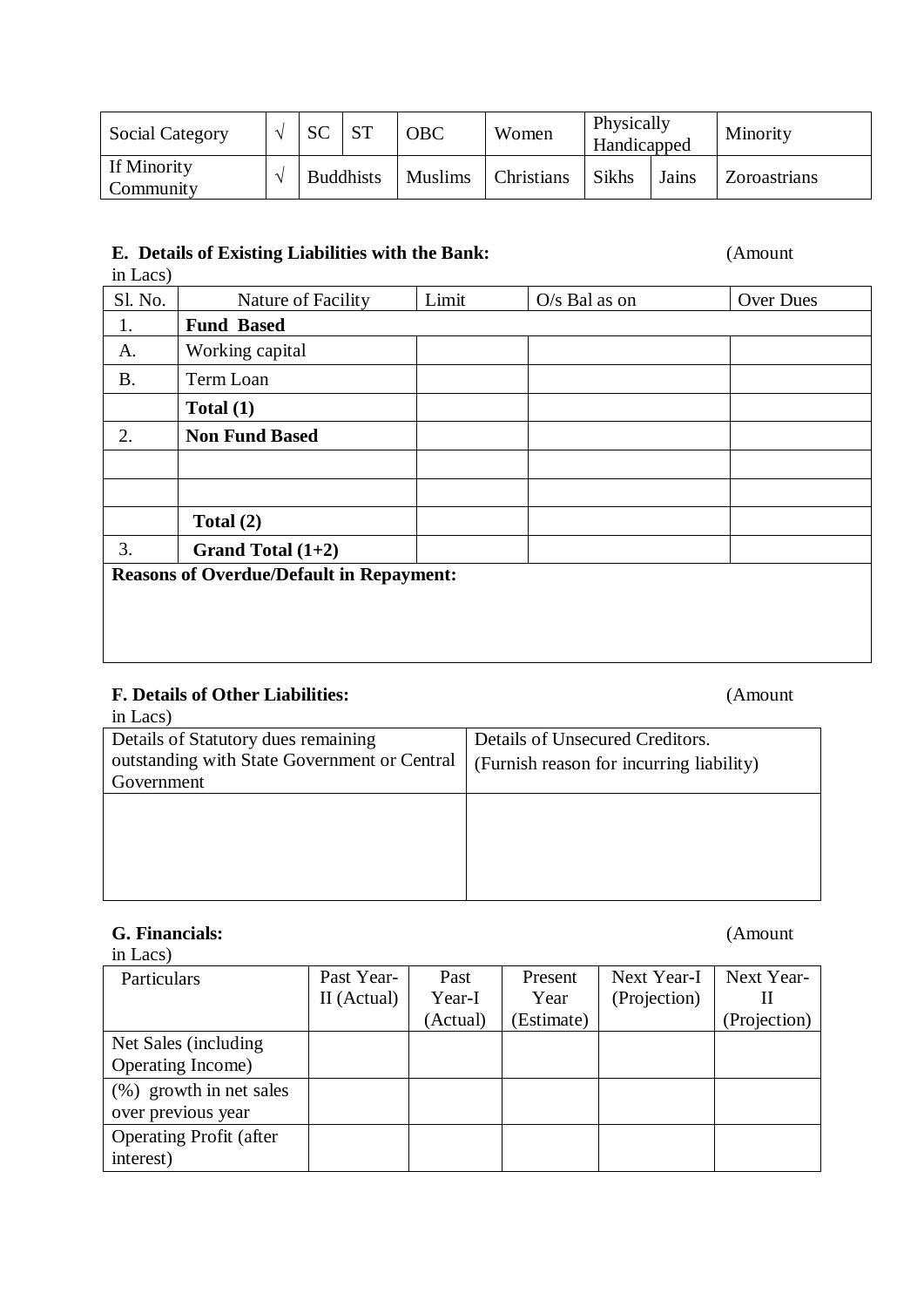| Social Category | √ | SC | ST | OBC | Women | Physically Handicapped | | Minority |
|---|---|---|---|---|---|---|---|---|
| If Minority Community | √ | Buddhists | | Muslims | Christians | Sikhs | Jains | Zoroastrians |

**E. Details of Existing Liabilities with the Bank:** (Amount in Lacs)

| Sl. No. | Nature of Facility | Limit | O/s Bal as on | Over Dues |
|---|---|---|---|---|
| 1. | **Fund Based** | | | |
| A. | Working capital | | | |
| B. | Term Loan | | | |
| | **Total (1)** | | | |
| 2. | **Non Fund Based** | | | |
| | | | | |
| | | | | |
| | **Total (2)** | | | |
| 3. | **Grand Total (1+2)** | | | |

**Reasons of Overdue/Default in Repayment:**

**F. Details of Other Liabilities:** (Amount in Lacs)

| Details of Statutory dues remaining outstanding with State Government or Central Government | Details of Unsecured Creditors. (Furnish reason for incurring liability) |
|---|---|
| | |

**G. Financials:** (Amount in Lacs)

| Particulars | Past Year-II (Actual) | Past Year-I (Actual) | Present Year (Estimate) | Next Year-I (Projection) | Next Year-II (Projection) |
|---|---|---|---|---|---|
| Net Sales (including Operating Income) | | | | | |
| (%) growth in net sales over previous year | | | | | |
| Operating Profit (after interest) | | | | | |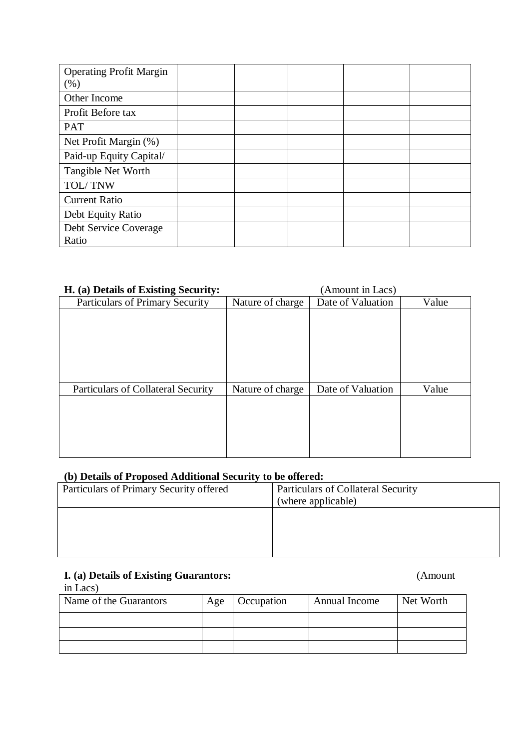| Operating Profit Margin (%) | | | | | |
|---|---|---|---|---|---|
| Other Income | | | | | |
| Profit Before tax | | | | | |
| PAT | | | | | |
| Net Profit Margin (%) | | | | | |
| Paid-up Equity Capital/ | | | | | |
| Tangible Net Worth | | | | | |
| TOL/ TNW | | | | | |
| Current Ratio | | | | | |
| Debt Equity Ratio | | | | | |
| Debt Service Coverage Ratio | | | | | |

**H. (a) Details of Existing Security:** (Amount in Lacs)

| Particulars of Primary Security | Nature of charge | Date of Valuation | Value |
|---|---|---|---|
| | | | |
| **Particulars of Collateral Security** | **Nature of charge** | **Date of Valuation** | **Value** |
| | | | |

**(b) Details of Proposed Additional Security to be offered:**

| Particulars of Primary Security offered | Particulars of Collateral Security (where applicable) |
|---|---|
| | |

**I. (a) Details of Existing Guarantors:** (Amount in Lacs)

| Name of the Guarantors | Age | Occupation | Annual Income | Net Worth |
|---|---|---|---|---|
| | | | | |
| | | | | |
| | | | | |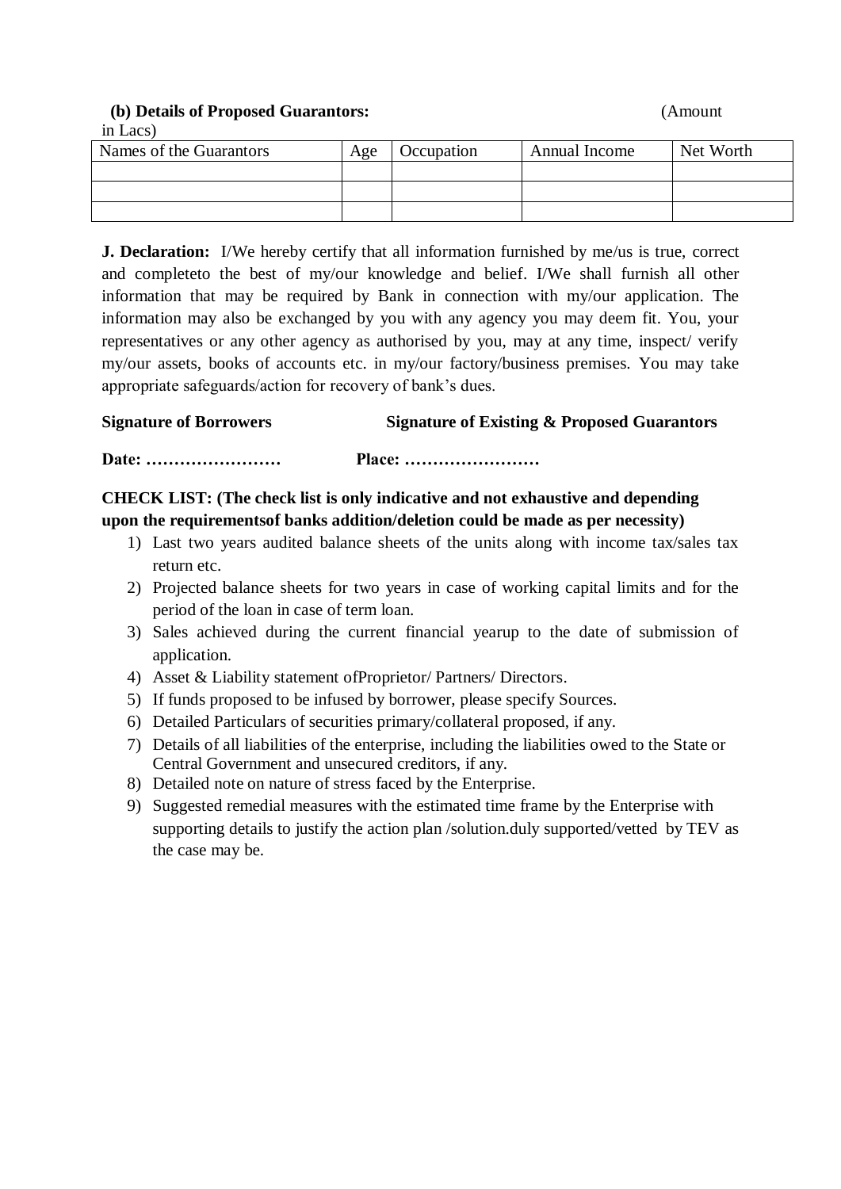**(b) Details of Proposed Guarantors:** (Amount in Lacs)

| Names of the Guarantors | Age | Occupation | Annual Income | Net Worth |
|---|---|---|---|---|
| | | | | |
| | | | | |
| | | | | |

**J. Declaration:** I/We hereby certify that all information furnished by me/us is true, correct and completeto the best of my/our knowledge and belief. I/We shall furnish all other information that may be required by Bank in connection with my/our application. The information may also be exchanged by you with any agency you may deem fit. You, your representatives or any other agency as authorised by you, may at any time, inspect/ verify my/our assets, books of accounts etc. in my/our factory/business premises. You may take appropriate safeguards/action for recovery of bank's dues.

**Signature of Borrowers** **Signature of Existing & Proposed Guarantors**

**Date: ……………………** **Place: ……………………**

**CHECK LIST: (The check list is only indicative and not exhaustive and depending upon the requirementsof banks addition/deletion could be made as per necessity)**

1) Last two years audited balance sheets of the units along with income tax/sales tax return etc.
2) Projected balance sheets for two years in case of working capital limits and for the period of the loan in case of term loan.
3) Sales achieved during the current financial yearup to the date of submission of application.
4) Asset & Liability statement ofProprietor/ Partners/ Directors.
5) If funds proposed to be infused by borrower, please specify Sources.
6) Detailed Particulars of securities primary/collateral proposed, if any.
7) Details of all liabilities of the enterprise, including the liabilities owed to the State or Central Government and unsecured creditors, if any.
8) Detailed note on nature of stress faced by the Enterprise.
9) Suggested remedial measures with the estimated time frame by the Enterprise with supporting details to justify the action plan /solution.duly supported/vetted by TEV as the case may be.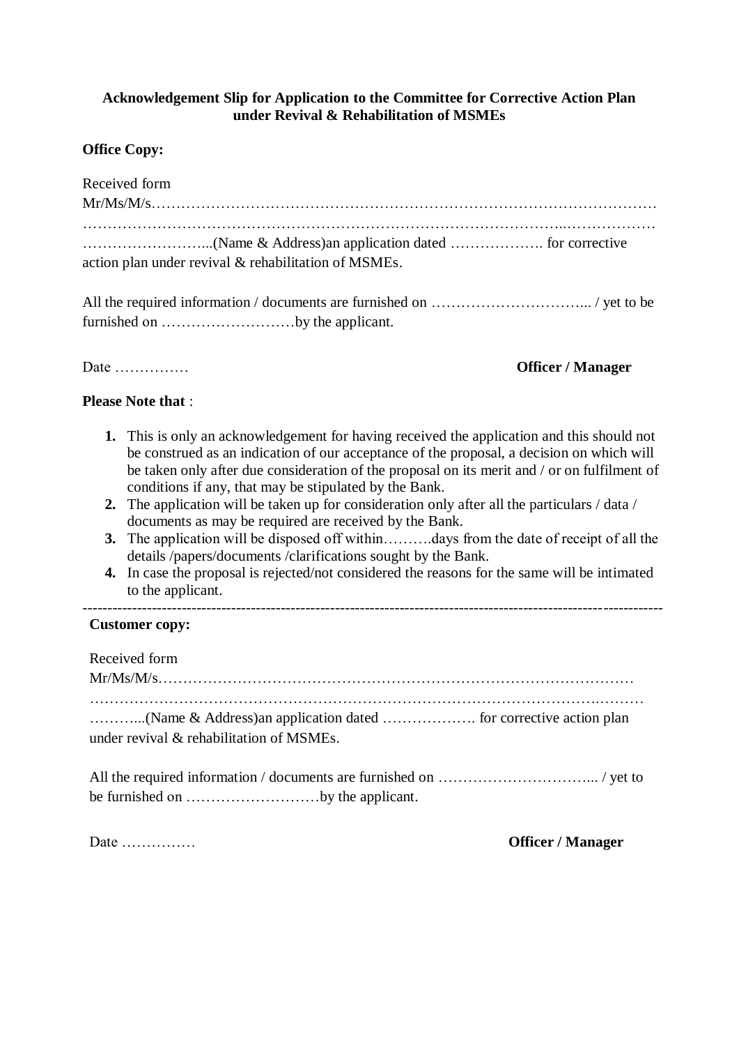**Acknowledgement Slip for Application to the Committee for Corrective Action Plan under Revival & Rehabilitation of MSMEs**

**Office Copy:**

Received form Mr/Ms/M/s…………………………………………………………………………………………… ……………………………………………………………………………………………..……………… ……………………...(Name & Address)an application dated ………………. for corrective action plan under revival & rehabilitation of MSMEs.

All the required information / documents are furnished on …………………………... / yet to be furnished on ………………………by the applicant.

Date ……………  **Officer / Manager**

**Please Note that** :

1. This is only an acknowledgement for having received the application and this should not be construed as an indication of our acceptance of the proposal, a decision on which will be taken only after due consideration of the proposal on its merit and / or on fulfilment of conditions if any, that may be stipulated by the Bank.
2. The application will be taken up for consideration only after all the particulars / data / documents as may be required are received by the Bank.
3. The application will be disposed off within……….days from the date of receipt of all the details /papers/documents /clarifications sought by the Bank.
4. In case the proposal is rejected/not considered the reasons for the same will be intimated to the applicant.

---

**Customer copy:**

Received form Mr/Ms/M/s……………………………………………………………………………………… ……………………………………………………………………………………………….……… ………...(Name & Address)an application dated ………………. for corrective action plan under revival & rehabilitation of MSMEs.

All the required information / documents are furnished on …………………………... / yet to be furnished on ………………………by the applicant.

Date ……………  **Officer / Manager**